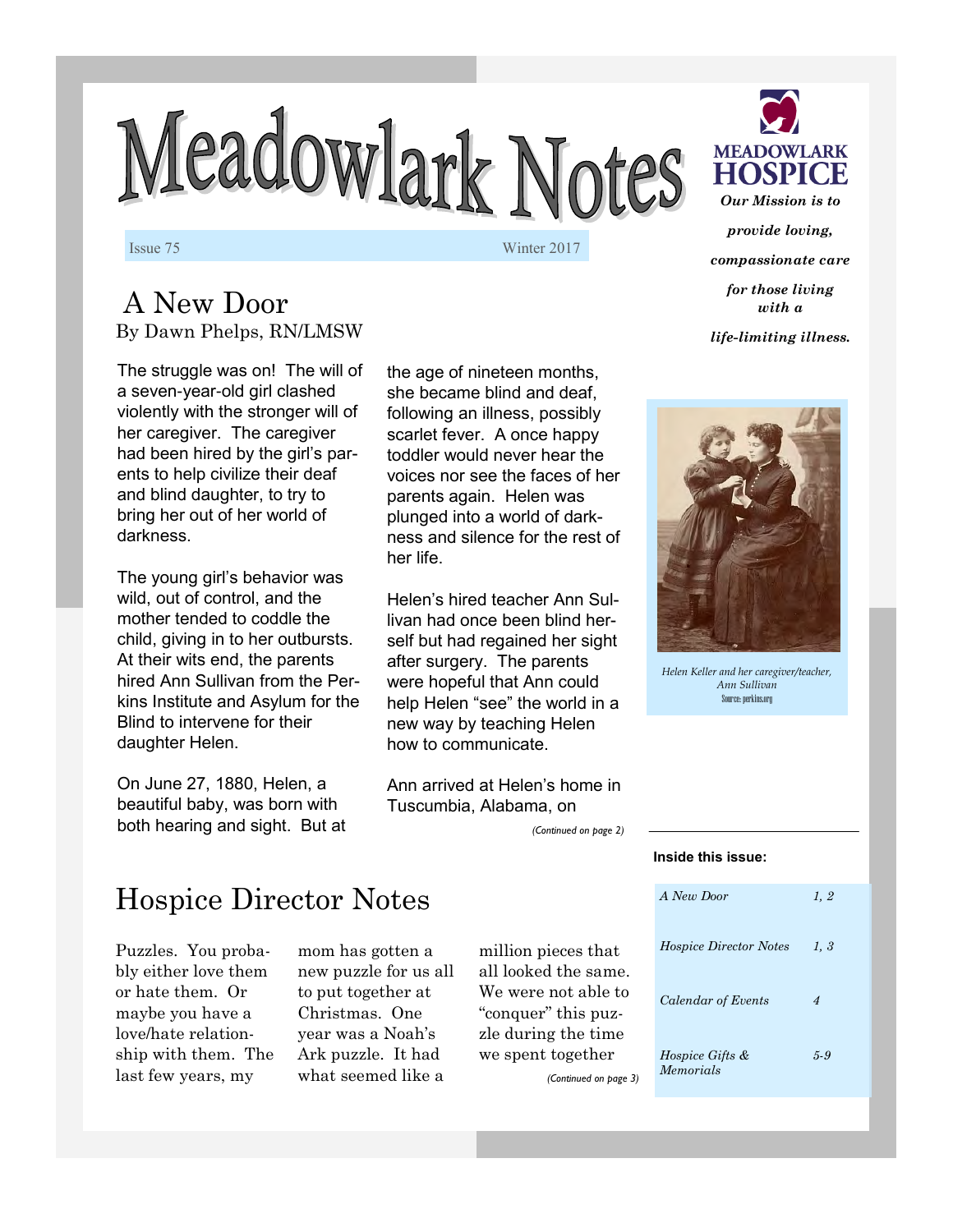# Meadowlark Notes

Issue 75 Winter 2017

**MEADOWLARK HOSPICE**

***Our Mission is to provide loving, compassionate care for those living with a life-limiting illness.***

## A New Door

By Dawn Phelps, RN/LMSW

The struggle was on! The will of a seven-year-old girl clashed violently with the stronger will of her caregiver. The caregiver had been hired by the girl's parents to help civilize their deaf and blind daughter, to try to bring her out of her world of darkness.

The young girl's behavior was wild, out of control, and the mother tended to coddle the child, giving in to her outbursts. At their wits end, the parents hired Ann Sullivan from the Perkins Institute and Asylum for the Blind to intervene for their daughter Helen.

On June 27, 1880, Helen, a beautiful baby, was born with both hearing and sight. But at the age of nineteen months, she became blind and deaf, following an illness, possibly scarlet fever. A once happy toddler would never hear the voices nor see the faces of her parents again. Helen was plunged into a world of darkness and silence for the rest of her life.

Helen's hired teacher Ann Sullivan had once been blind herself but had regained her sight after surgery. The parents were hopeful that Ann could help Helen "see" the world in a new way by teaching Helen how to communicate.

Ann arrived at Helen's home in Tuscumbia, Alabama, on

*(Continued on page 2)*

*Helen Keller and her caregiver/teacher, Ann Sullivan*
Source: perkins.org

## Hospice Director Notes

Puzzles. You probably either love them or hate them. Or maybe you have a love/hate relationship with them. The last few years, my mom has gotten a new puzzle for us all to put together at Christmas. One year was a Noah's Ark puzzle. It had what seemed like a million pieces that all looked the same. We were not able to "conquer" this puzzle during the time we spent together

*(Continued on page 3)*

**Inside this issue:**

| | |
|---|---|
| *A New Door* | *1, 2* |
| *Hospice Director Notes* | *1, 3* |
| *Calendar of Events* | *4* |
| *Hospice Gifts & Memorials* | *5-9* |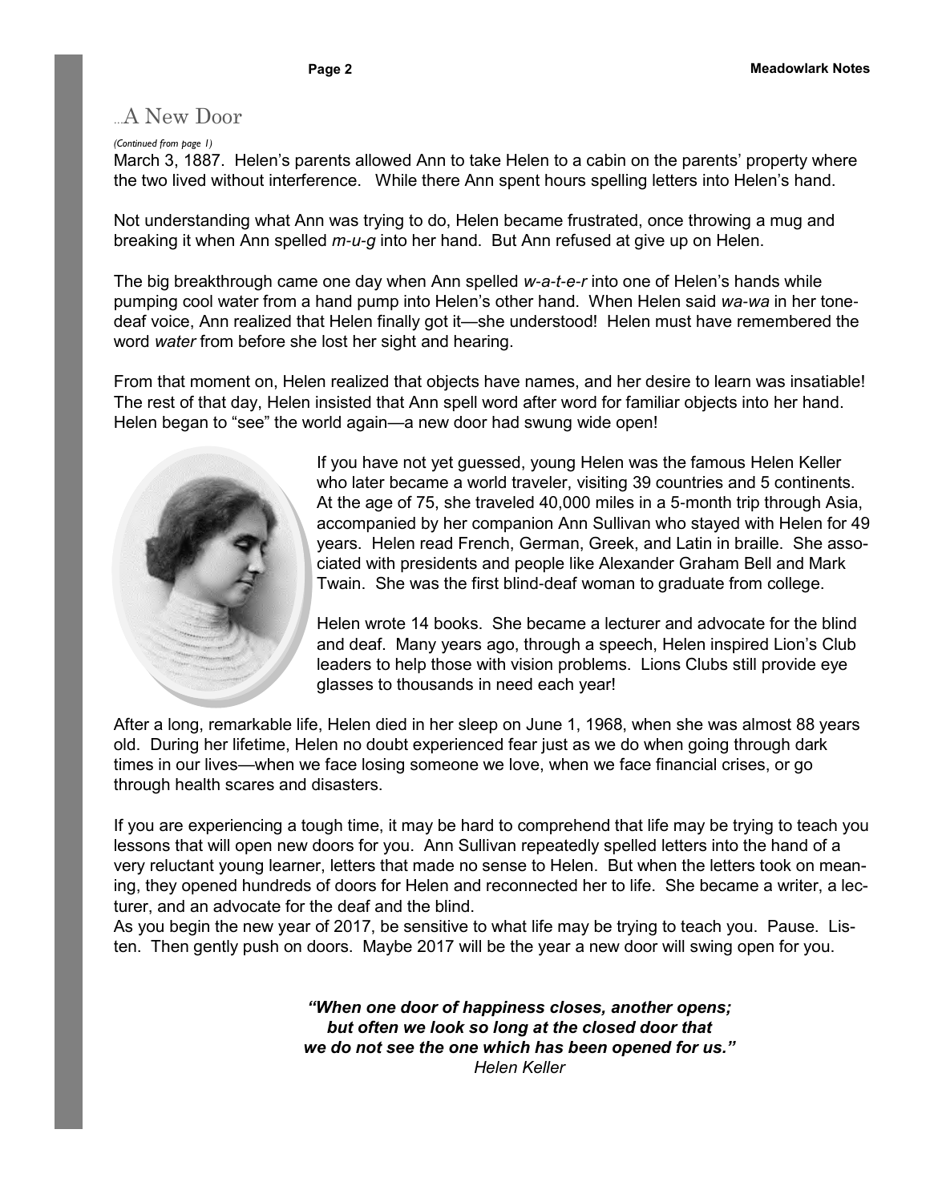## ...A New Door

*(Continued from page 1)*

March 3, 1887. Helen's parents allowed Ann to take Helen to a cabin on the parents' property where the two lived without interference. While there Ann spent hours spelling letters into Helen's hand.

Not understanding what Ann was trying to do, Helen became frustrated, once throwing a mug and breaking it when Ann spelled *m-u-g* into her hand. But Ann refused at give up on Helen.

The big breakthrough came one day when Ann spelled *w-a-t-e-r* into one of Helen's hands while pumping cool water from a hand pump into Helen's other hand. When Helen said *wa-wa* in her tone-deaf voice, Ann realized that Helen finally got it—she understood! Helen must have remembered the word *water* from before she lost her sight and hearing.

From that moment on, Helen realized that objects have names, and her desire to learn was insatiable! The rest of that day, Helen insisted that Ann spell word after word for familiar objects into her hand. Helen began to "see" the world again—a new door had swung wide open!

If you have not yet guessed, young Helen was the famous Helen Keller who later became a world traveler, visiting 39 countries and 5 continents. At the age of 75, she traveled 40,000 miles in a 5-month trip through Asia, accompanied by her companion Ann Sullivan who stayed with Helen for 49 years. Helen read French, German, Greek, and Latin in braille. She associated with presidents and people like Alexander Graham Bell and Mark Twain. She was the first blind-deaf woman to graduate from college.

Helen wrote 14 books. She became a lecturer and advocate for the blind and deaf. Many years ago, through a speech, Helen inspired Lion's Club leaders to help those with vision problems. Lions Clubs still provide eye glasses to thousands in need each year!

After a long, remarkable life, Helen died in her sleep on June 1, 1968, when she was almost 88 years old. During her lifetime, Helen no doubt experienced fear just as we do when going through dark times in our lives—when we face losing someone we love, when we face financial crises, or go through health scares and disasters.

If you are experiencing a tough time, it may be hard to comprehend that life may be trying to teach you lessons that will open new doors for you. Ann Sullivan repeatedly spelled letters into the hand of a very reluctant young learner, letters that made no sense to Helen. But when the letters took on meaning, they opened hundreds of doors for Helen and reconnected her to life. She became a writer, a lecturer, and an advocate for the deaf and the blind.

As you begin the new year of 2017, be sensitive to what life may be trying to teach you. Pause. Listen. Then gently push on doors. Maybe 2017 will be the year a new door will swing open for you.

***"When one door of happiness closes, another opens; but often we look so long at the closed door that we do not see the one which has been opened for us."***
*Helen Keller*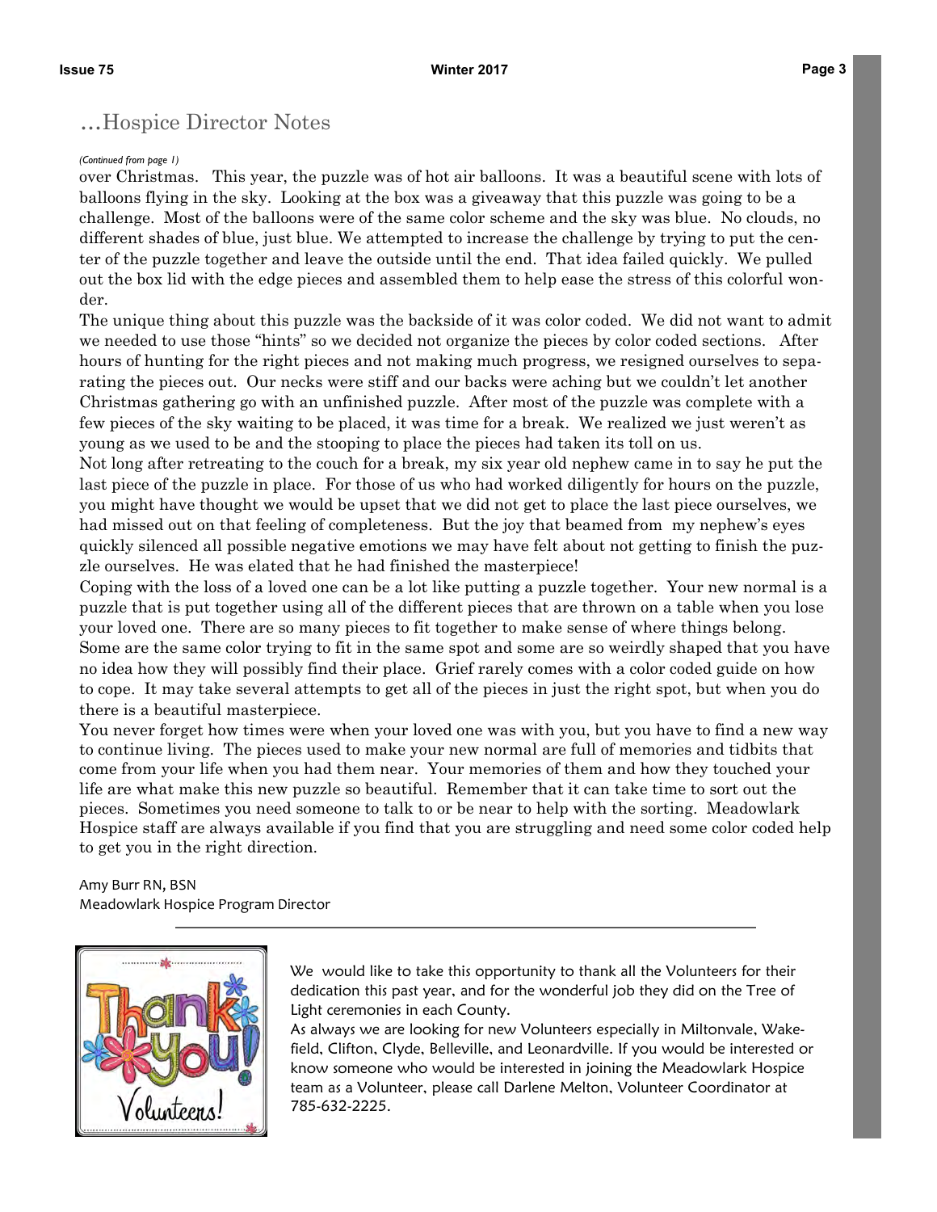## …Hospice Director Notes

*(Continued from page 1)*

over Christmas. This year, the puzzle was of hot air balloons. It was a beautiful scene with lots of balloons flying in the sky. Looking at the box was a giveaway that this puzzle was going to be a challenge. Most of the balloons were of the same color scheme and the sky was blue. No clouds, no different shades of blue, just blue. We attempted to increase the challenge by trying to put the center of the puzzle together and leave the outside until the end. That idea failed quickly. We pulled out the box lid with the edge pieces and assembled them to help ease the stress of this colorful wonder.

The unique thing about this puzzle was the backside of it was color coded. We did not want to admit we needed to use those "hints" so we decided not organize the pieces by color coded sections. After hours of hunting for the right pieces and not making much progress, we resigned ourselves to separating the pieces out. Our necks were stiff and our backs were aching but we couldn't let another Christmas gathering go with an unfinished puzzle. After most of the puzzle was complete with a few pieces of the sky waiting to be placed, it was time for a break. We realized we just weren't as young as we used to be and the stooping to place the pieces had taken its toll on us.

Not long after retreating to the couch for a break, my six year old nephew came in to say he put the last piece of the puzzle in place. For those of us who had worked diligently for hours on the puzzle, you might have thought we would be upset that we did not get to place the last piece ourselves, we had missed out on that feeling of completeness. But the joy that beamed from my nephew's eyes quickly silenced all possible negative emotions we may have felt about not getting to finish the puzzle ourselves. He was elated that he had finished the masterpiece!

Coping with the loss of a loved one can be a lot like putting a puzzle together. Your new normal is a puzzle that is put together using all of the different pieces that are thrown on a table when you lose your loved one. There are so many pieces to fit together to make sense of where things belong. Some are the same color trying to fit in the same spot and some are so weirdly shaped that you have no idea how they will possibly find their place. Grief rarely comes with a color coded guide on how to cope. It may take several attempts to get all of the pieces in just the right spot, but when you do there is a beautiful masterpiece.

You never forget how times were when your loved one was with you, but you have to find a new way to continue living. The pieces used to make your new normal are full of memories and tidbits that come from your life when you had them near. Your memories of them and how they touched your life are what make this new puzzle so beautiful. Remember that it can take time to sort out the pieces. Sometimes you need someone to talk to or be near to help with the sorting. Meadowlark Hospice staff are always available if you find that you are struggling and need some color coded help to get you in the right direction.

Amy Burr RN, BSN
Meadowlark Hospice Program Director

---

Thank You! Volunteers!

We would like to take this opportunity to thank all the Volunteers for their dedication this past year, and for the wonderful job they did on the Tree of Light ceremonies in each County.

As always we are looking for new Volunteers especially in Miltonvale, Wakefield, Clifton, Clyde, Belleville, and Leonardville. If you would be interested or know someone who would be interested in joining the Meadowlark Hospice team as a Volunteer, please call Darlene Melton, Volunteer Coordinator at 785-632-2225.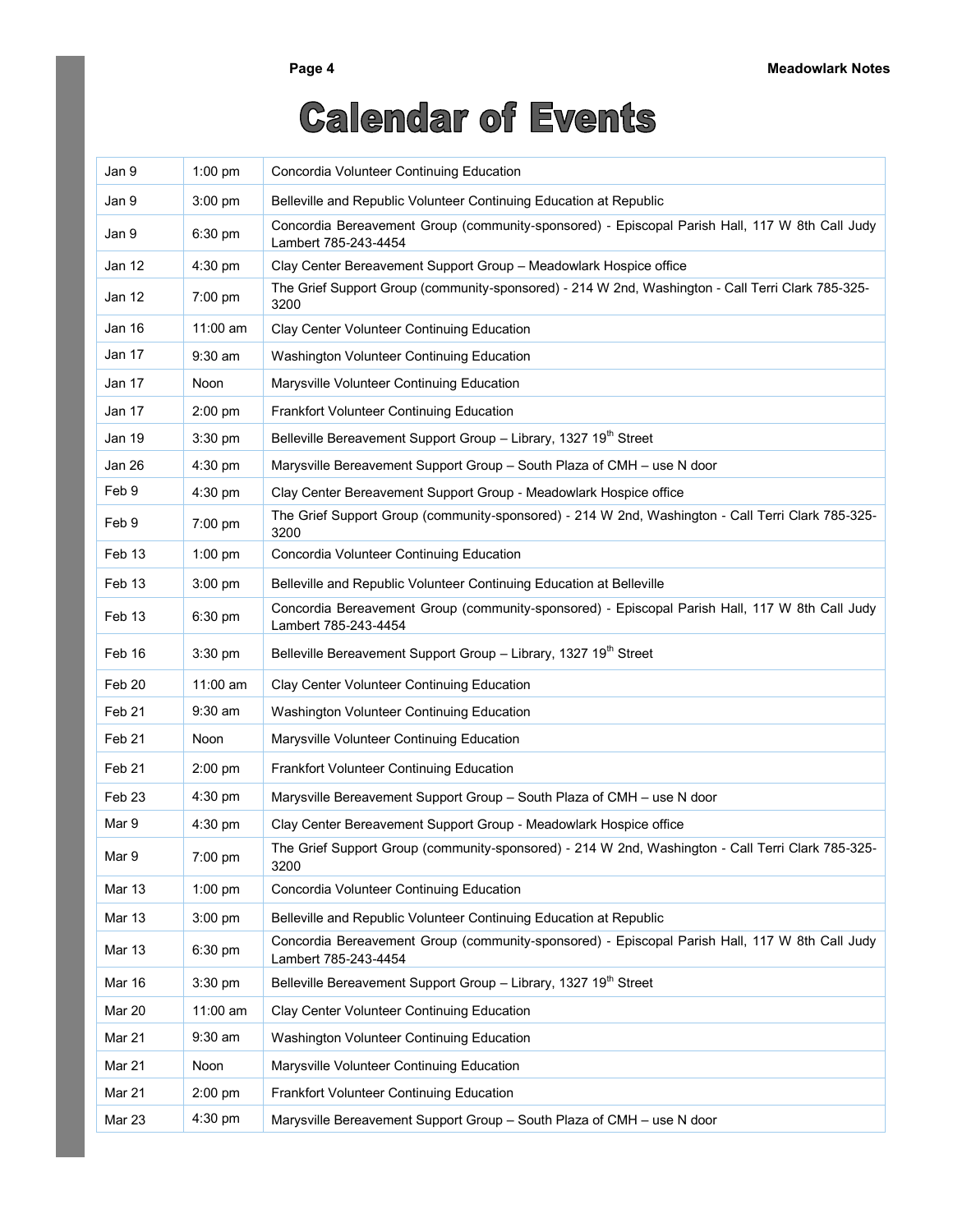# Calendar of Events

| Date | Time | Event |
|---|---|---|
| Jan 9 | 1:00 pm | Concordia Volunteer Continuing Education |
| Jan 9 | 3:00 pm | Belleville and Republic Volunteer Continuing Education at Republic |
| Jan 9 | 6:30 pm | Concordia Bereavement Group (community-sponsored) - Episcopal Parish Hall, 117 W 8th Call Judy Lambert 785-243-4454 |
| Jan 12 | 4:30 pm | Clay Center Bereavement Support Group – Meadowlark Hospice office |
| Jan 12 | 7:00 pm | The Grief Support Group (community-sponsored) - 214 W 2nd, Washington - Call Terri Clark 785-325-3200 |
| Jan 16 | 11:00 am | Clay Center Volunteer Continuing Education |
| Jan 17 | 9:30 am | Washington Volunteer Continuing Education |
| Jan 17 | Noon | Marysville Volunteer Continuing Education |
| Jan 17 | 2:00 pm | Frankfort Volunteer Continuing Education |
| Jan 19 | 3:30 pm | Belleville Bereavement Support Group – Library, 1327 19th Street |
| Jan 26 | 4:30 pm | Marysville Bereavement Support Group – South Plaza of CMH – use N door |
| Feb 9 | 4:30 pm | Clay Center Bereavement Support Group - Meadowlark Hospice office |
| Feb 9 | 7:00 pm | The Grief Support Group (community-sponsored) - 214 W 2nd, Washington - Call Terri Clark 785-325-3200 |
| Feb 13 | 1:00 pm | Concordia Volunteer Continuing Education |
| Feb 13 | 3:00 pm | Belleville and Republic Volunteer Continuing Education at Belleville |
| Feb 13 | 6:30 pm | Concordia Bereavement Group (community-sponsored) - Episcopal Parish Hall, 117 W 8th Call Judy Lambert 785-243-4454 |
| Feb 16 | 3:30 pm | Belleville Bereavement Support Group – Library, 1327 19th Street |
| Feb 20 | 11:00 am | Clay Center Volunteer Continuing Education |
| Feb 21 | 9:30 am | Washington Volunteer Continuing Education |
| Feb 21 | Noon | Marysville Volunteer Continuing Education |
| Feb 21 | 2:00 pm | Frankfort Volunteer Continuing Education |
| Feb 23 | 4:30 pm | Marysville Bereavement Support Group – South Plaza of CMH – use N door |
| Mar 9 | 4:30 pm | Clay Center Bereavement Support Group - Meadowlark Hospice office |
| Mar 9 | 7:00 pm | The Grief Support Group (community-sponsored) - 214 W 2nd, Washington - Call Terri Clark 785-325-3200 |
| Mar 13 | 1:00 pm | Concordia Volunteer Continuing Education |
| Mar 13 | 3:00 pm | Belleville and Republic Volunteer Continuing Education at Republic |
| Mar 13 | 6:30 pm | Concordia Bereavement Group (community-sponsored) - Episcopal Parish Hall, 117 W 8th Call Judy Lambert 785-243-4454 |
| Mar 16 | 3:30 pm | Belleville Bereavement Support Group – Library, 1327 19th Street |
| Mar 20 | 11:00 am | Clay Center Volunteer Continuing Education |
| Mar 21 | 9:30 am | Washington Volunteer Continuing Education |
| Mar 21 | Noon | Marysville Volunteer Continuing Education |
| Mar 21 | 2:00 pm | Frankfort Volunteer Continuing Education |
| Mar 23 | 4:30 pm | Marysville Bereavement Support Group – South Plaza of CMH – use N door |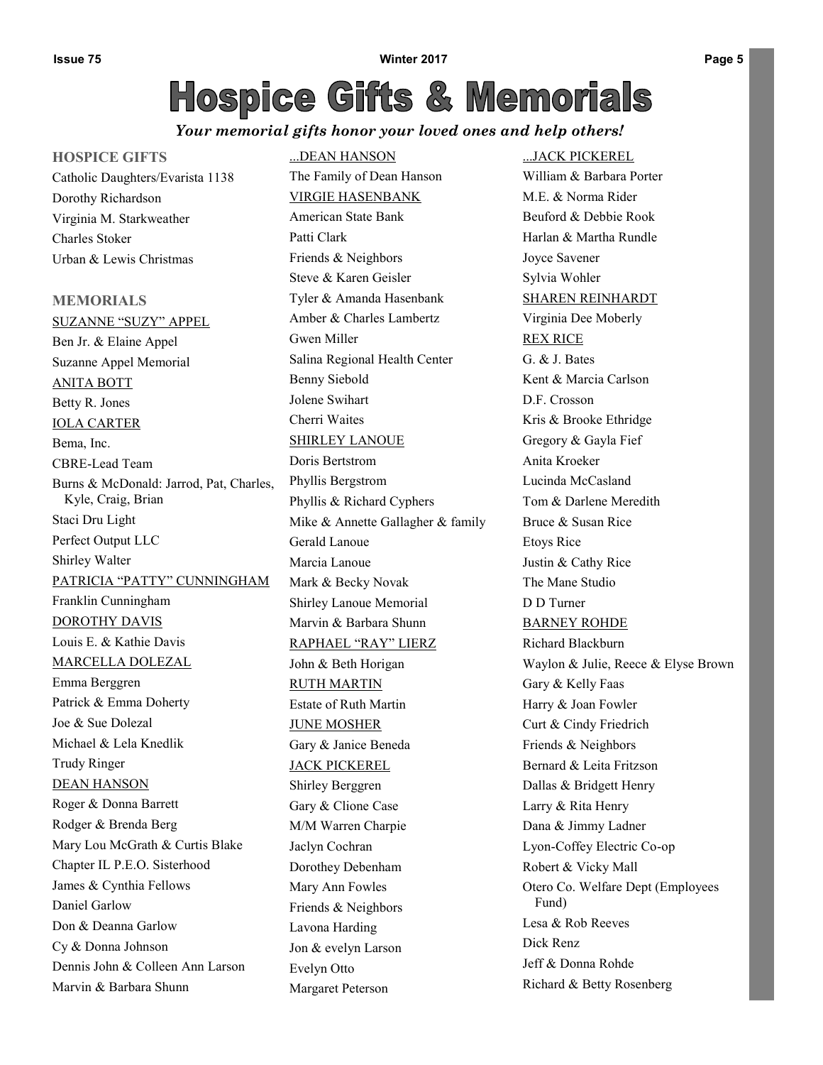# Hospice Gifts & Memorials

*Your memorial gifts honor your loved ones and help others!*

## HOSPICE GIFTS

Catholic Daughters/Evarista 1138
Dorothy Richardson
Virginia M. Starkweather
Charles Stoker
Urban & Lewis Christmas

## MEMORIALS

SUZANNE "SUZY" APPEL
Ben Jr. & Elaine Appel
Suzanne Appel Memorial

ANITA BOTT
Betty R. Jones

IOLA CARTER
Bema, Inc.
CBRE-Lead Team
Burns & McDonald: Jarrod, Pat, Charles, Kyle, Craig, Brian
Staci Dru Light
Perfect Output LLC
Shirley Walter

PATRICIA "PATTY" CUNNINGHAM
Franklin Cunningham

DOROTHY DAVIS
Louis E. & Kathie Davis

MARCELLA DOLEZAL
Emma Berggren
Patrick & Emma Doherty
Joe & Sue Dolezal
Michael & Lela Knedlik
Trudy Ringer

DEAN HANSON
Roger & Donna Barrett
Rodger & Brenda Berg
Mary Lou McGrath & Curtis Blake
Chapter IL P.E.O. Sisterhood
James & Cynthia Fellows
Daniel Garlow
Don & Deanna Garlow
Cy & Donna Johnson
Dennis John & Colleen Ann Larson
Marvin & Barbara Shunn

...DEAN HANSON
The Family of Dean Hanson

VIRGIE HASENBANK
American State Bank
Patti Clark
Friends & Neighbors
Steve & Karen Geisler
Tyler & Amanda Hasenbank
Amber & Charles Lambertz
Gwen Miller
Salina Regional Health Center
Benny Siebold
Jolene Swihart
Cherri Waites

SHIRLEY LANOUE
Doris Bertstrom
Phyllis Bergstrom
Phyllis & Richard Cyphers
Mike & Annette Gallagher & family
Gerald Lanoue
Marcia Lanoue
Mark & Becky Novak
Shirley Lanoue Memorial
Marvin & Barbara Shunn

RAPHAEL "RAY" LIERZ
John & Beth Horigan

RUTH MARTIN
Estate of Ruth Martin

JUNE MOSHER
Gary & Janice Beneda

JACK PICKEREL
Shirley Berggren
Gary & Clione Case
M/M Warren Charpie
Jaclyn Cochran
Dorothey Debenham
Mary Ann Fowles
Friends & Neighbors
Lavona Harding
Jon & evelyn Larson
Evelyn Otto
Margaret Peterson

...JACK PICKEREL
William & Barbara Porter
M.E. & Norma Rider
Beuford & Debbie Rook
Harlan & Martha Rundle
Joyce Savener
Sylvia Wohler

SHAREN REINHARDT
Virginia Dee Moberly

REX RICE
G. & J. Bates
Kent & Marcia Carlson
D.F. Crosson
Kris & Brooke Ethridge
Gregory & Gayla Fief
Anita Kroeker
Lucinda McCasland
Tom & Darlene Meredith
Bruce & Susan Rice
Etoys Rice
Justin & Cathy Rice
The Mane Studio
D D Turner

BARNEY ROHDE
Richard Blackburn
Waylon & Julie, Reece & Elyse Brown
Gary & Kelly Faas
Harry & Joan Fowler
Curt & Cindy Friedrich
Friends & Neighbors
Bernard & Leita Fritzson
Dallas & Bridgett Henry
Larry & Rita Henry
Dana & Jimmy Ladner
Lyon-Coffey Electric Co-op
Robert & Vicky Mall
Otero Co. Welfare Dept (Employees Fund)
Lesa & Rob Reeves
Dick Renz
Jeff & Donna Rohde
Richard & Betty Rosenberg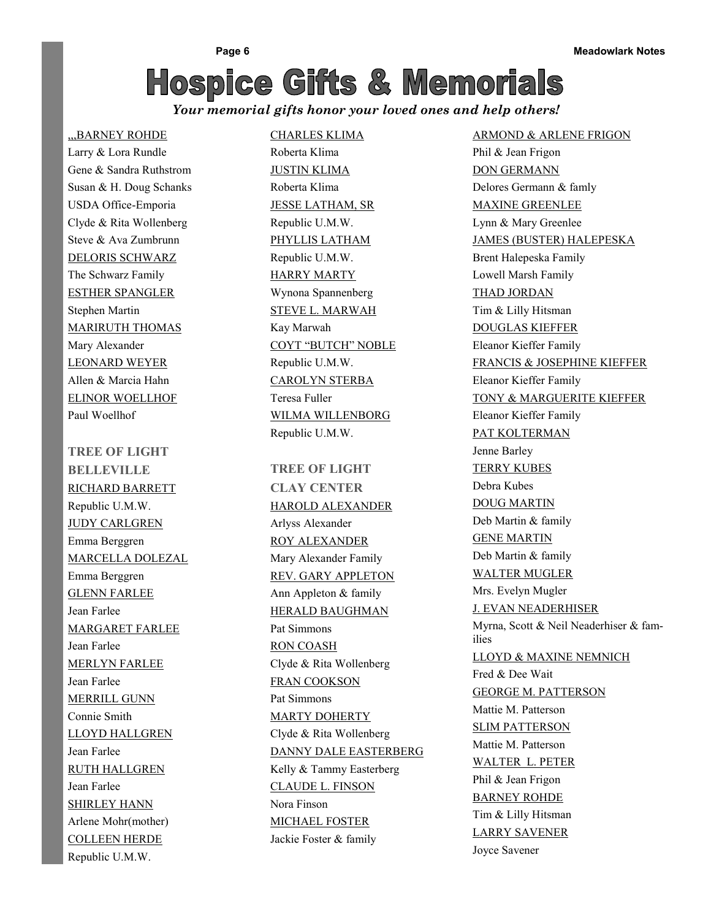# Hospice Gifts & Memorials

*Your memorial gifts honor your loved ones and help others!*

,,,BARNEY ROHDE
Larry & Lora Rundle
Gene & Sandra Ruthstrom
Susan & H. Doug Schanks
USDA Office-Emporia
Clyde & Rita Wollenberg
Steve & Ava Zumbrunn

DELORIS SCHWARZ
The Schwarz Family

ESTHER SPANGLER
Stephen Martin

MARIRUTH THOMAS
Mary Alexander

LEONARD WEYER
Allen & Marcia Hahn

ELINOR WOELLHOF
Paul Woellhof

### TREE OF LIGHT BELLEVILLE

RICHARD BARRETT
Republic U.M.W.

JUDY CARLGREN
Emma Berggren

MARCELLA DOLEZAL
Emma Berggren

GLENN FARLEE
Jean Farlee

MARGARET FARLEE
Jean Farlee

MERLYN FARLEE
Jean Farlee

MERRILL GUNN
Connie Smith

LLOYD HALLGREN
Jean Farlee

RUTH HALLGREN
Jean Farlee

SHIRLEY HANN
Arlene Mohr(mother)

COLLEEN HERDE
Republic U.M.W.

CHARLES KLIMA
Roberta Klima

JUSTIN KLIMA
Roberta Klima

JESSE LATHAM, SR
Republic U.M.W.

PHYLLIS LATHAM
Republic U.M.W.

HARRY MARTY
Wynona Spannenberg

STEVE L. MARWAH
Kay Marwah

COYT "BUTCH" NOBLE
Republic U.M.W.

CAROLYN STERBA
Teresa Fuller

WILMA WILLENBORG
Republic U.M.W.

### TREE OF LIGHT CLAY CENTER

HAROLD ALEXANDER
Arlyss Alexander

ROY ALEXANDER
Mary Alexander Family

REV. GARY APPLETON
Ann Appleton & family

HERALD BAUGHMAN
Pat Simmons

RON COASH
Clyde & Rita Wollenberg

FRAN COOKSON
Pat Simmons

MARTY DOHERTY
Clyde & Rita Wollenberg

DANNY DALE EASTERBERG
Kelly & Tammy Easterberg

CLAUDE L. FINSON
Nora Finson

MICHAEL FOSTER
Jackie Foster & family

ARMOND & ARLENE FRIGON
Phil & Jean Frigon

DON GERMANN
Delores Germann & famly

MAXINE GREENLEE
Lynn & Mary Greenlee

JAMES (BUSTER) HALEPESKA
Brent Halepeska Family
Lowell Marsh Family

THAD JORDAN
Tim & Lilly Hitsman

DOUGLAS KIEFFER
Eleanor Kieffer Family

FRANCIS & JOSEPHINE KIEFFER
Eleanor Kieffer Family

TONY & MARGUERITE KIEFFER
Eleanor Kieffer Family

PAT KOLTERMAN
Jenne Barley

TERRY KUBES
Debra Kubes

DOUG MARTIN
Deb Martin & family

GENE MARTIN
Deb Martin & family

WALTER MUGLER
Mrs. Evelyn Mugler

J. EVAN NEADERHISER
Myrna, Scott & Neil Neaderhiser & families

LLOYD & MAXINE NEMNICH
Fred & Dee Wait

GEORGE M. PATTERSON
Mattie M. Patterson

SLIM PATTERSON
Mattie M. Patterson

WALTER L. PETER
Phil & Jean Frigon

BARNEY ROHDE
Tim & Lilly Hitsman

LARRY SAVENER
Joyce Savener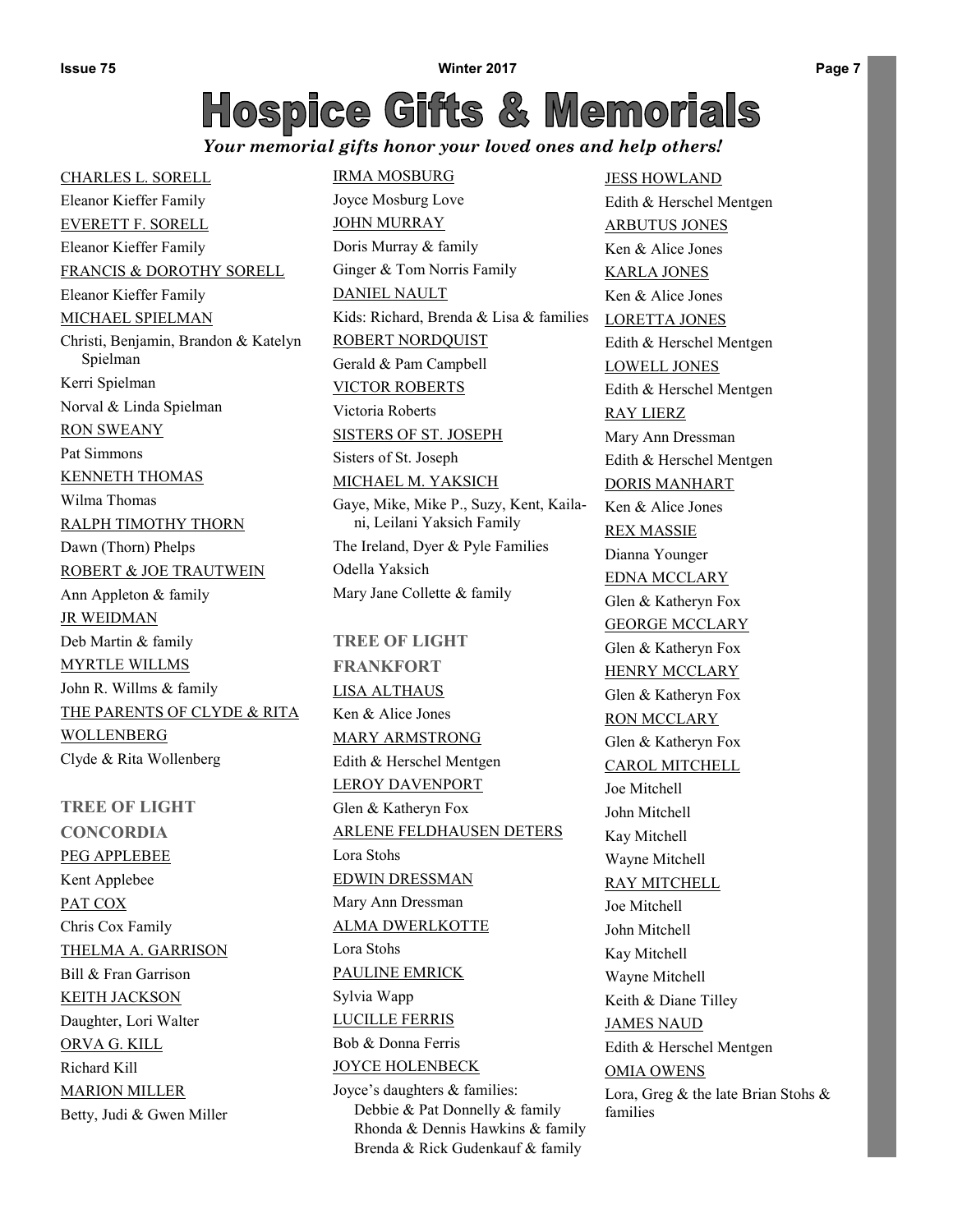# Hospice Gifts & Memorials

*Your memorial gifts honor your loved ones and help others!*

CHARLES L. SORELL
Eleanor Kieffer Family

EVERETT F. SORELL
Eleanor Kieffer Family

FRANCIS & DOROTHY SORELL
Eleanor Kieffer Family

MICHAEL SPIELMAN
Christi, Benjamin, Brandon & Katelyn Spielman
Kerri Spielman
Norval & Linda Spielman

RON SWEANY
Pat Simmons

KENNETH THOMAS
Wilma Thomas

RALPH TIMOTHY THORN
Dawn (Thorn) Phelps

ROBERT & JOE TRAUTWEIN
Ann Appleton & family

JR WEIDMAN
Deb Martin & family

MYRTLE WILLMS
John R. Willms & family

THE PARENTS OF CLYDE & RITA WOLLENBERG
Clyde & Rita Wollenberg

## TREE OF LIGHT CONCORDIA

PEG APPLEBEE
Kent Applebee

PAT COX
Chris Cox Family

THELMA A. GARRISON
Bill & Fran Garrison

KEITH JACKSON
Daughter, Lori Walter

ORVA G. KILL
Richard Kill

MARION MILLER
Betty, Judi & Gwen Miller

IRMA MOSBURG
Joyce Mosburg Love

JOHN MURRAY
Doris Murray & family
Ginger & Tom Norris Family

DANIEL NAULT
Kids: Richard, Brenda & Lisa & families

ROBERT NORDQUIST
Gerald & Pam Campbell

VICTOR ROBERTS
Victoria Roberts

SISTERS OF ST. JOSEPH
Sisters of St. Joseph

MICHAEL M. YAKSICH
Gaye, Mike, Mike P., Suzy, Kent, Kailani, Leilani Yaksich Family
The Ireland, Dyer & Pyle Families
Odella Yaksich
Mary Jane Collette & family

## TREE OF LIGHT FRANKFORT

LISA ALTHAUS
Ken & Alice Jones

MARY ARMSTRONG
Edith & Herschel Mentgen

LEROY DAVENPORT
Glen & Katheryn Fox

ARLENE FELDHAUSEN DETERS
Lora Stohs

EDWIN DRESSMAN
Mary Ann Dressman

ALMA DWERLKOTTE
Lora Stohs

PAULINE EMRICK
Sylvia Wapp

LUCILLE FERRIS
Bob & Donna Ferris

JOYCE HOLENBECK
Joyce's daughters & families:
Debbie & Pat Donnelly & family
Rhonda & Dennis Hawkins & family
Brenda & Rick Gudenkauf & family

JESS HOWLAND
Edith & Herschel Mentgen

ARBUTUS JONES
Ken & Alice Jones

KARLA JONES
Ken & Alice Jones

LORETTA JONES
Edith & Herschel Mentgen

LOWELL JONES
Edith & Herschel Mentgen

RAY LIERZ
Mary Ann Dressman
Edith & Herschel Mentgen

DORIS MANHART
Ken & Alice Jones

REX MASSIE
Dianna Younger

EDNA MCCLARY
Glen & Katheryn Fox

GEORGE MCCLARY
Glen & Katheryn Fox

HENRY MCCLARY
Glen & Katheryn Fox

RON MCCLARY
Glen & Katheryn Fox

CAROL MITCHELL
Joe Mitchell
John Mitchell
Kay Mitchell
Wayne Mitchell

RAY MITCHELL
Joe Mitchell
John Mitchell
Kay Mitchell
Wayne Mitchell
Keith & Diane Tilley

JAMES NAUD
Edith & Herschel Mentgen

OMIA OWENS
Lora, Greg & the late Brian Stohs & families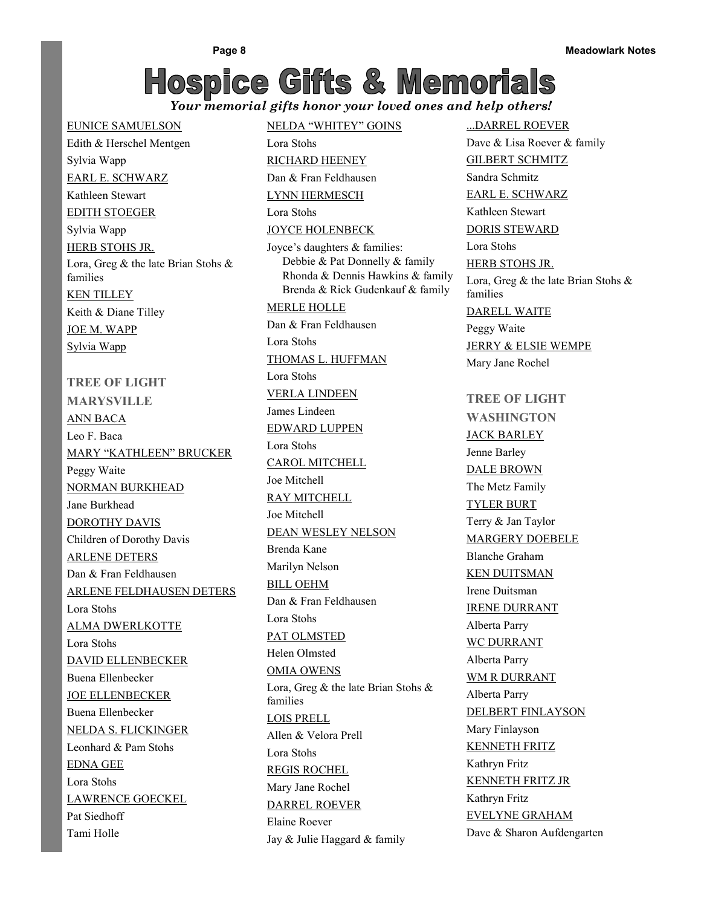# Hospice Gifts & Memorials

*Your memorial gifts honor your loved ones and help others!*

EUNICE SAMUELSON
Edith & Herschel Mentgen
Sylvia Wapp

EARL E. SCHWARZ
Kathleen Stewart

EDITH STOEGER
Sylvia Wapp

HERB STOHS JR.
Lora, Greg & the late Brian Stohs & families

KEN TILLEY
Keith & Diane Tilley

JOE M. WAPP
Sylvia Wapp

### TREE OF LIGHT MARYSVILLE

ANN BACA
Leo F. Baca

MARY "KATHLEEN" BRUCKER
Peggy Waite

NORMAN BURKHEAD
Jane Burkhead

DOROTHY DAVIS
Children of Dorothy Davis

ARLENE DETERS
Dan & Fran Feldhausen

ARLENE FELDHAUSEN DETERS
Lora Stohs

ALMA DWERLKOTTE
Lora Stohs

DAVID ELLENBECKER
Buena Ellenbecker

JOE ELLENBECKER
Buena Ellenbecker

NELDA S. FLICKINGER
Leonhard & Pam Stohs

EDNA GEE
Lora Stohs

LAWRENCE GOECKEL
Pat Siedhoff
Tami Holle

NELDA "WHITEY" GOINS
Lora Stohs

RICHARD HEENEY
Dan & Fran Feldhausen

LYNN HERMESCH
Lora Stohs

JOYCE HOLENBECK
Joyce's daughters & families:
- Debbie & Pat Donnelly & family
- Rhonda & Dennis Hawkins & family
- Brenda & Rick Gudenkauf & family

MERLE HOLLE
Dan & Fran Feldhausen
Lora Stohs

THOMAS L. HUFFMAN
Lora Stohs

VERLA LINDEEN
James Lindeen

EDWARD LUPPEN
Lora Stohs

CAROL MITCHELL
Joe Mitchell

RAY MITCHELL
Joe Mitchell

DEAN WESLEY NELSON
Brenda Kane
Marilyn Nelson

BILL OEHM
Dan & Fran Feldhausen
Lora Stohs

PAT OLMSTED
Helen Olmsted

OMIA OWENS
Lora, Greg & the late Brian Stohs & families

LOIS PRELL
Allen & Velora Prell
Lora Stohs

REGIS ROCHEL
Mary Jane Rochel

DARREL ROEVER
Elaine Roever
Jay & Julie Haggard & family

...DARREL ROEVER
Dave & Lisa Roever & family

GILBERT SCHMITZ
Sandra Schmitz

EARL E. SCHWARZ
Kathleen Stewart

DORIS STEWARD
Lora Stohs

HERB STOHS JR.
Lora, Greg & the late Brian Stohs & families

DARELL WAITE
Peggy Waite

JERRY & ELSIE WEMPE
Mary Jane Rochel

### TREE OF LIGHT WASHINGTON

JACK BARLEY
Jenne Barley

DALE BROWN
The Metz Family

TYLER BURT
Terry & Jan Taylor

MARGERY DOEBELE
Blanche Graham

KEN DUITSMAN
Irene Duitsman

IRENE DURRANT
Alberta Parry

WC DURRANT
Alberta Parry

WM R DURRANT
Alberta Parry

DELBERT FINLAYSON
Mary Finlayson

KENNETH FRITZ
Kathryn Fritz

KENNETH FRITZ JR
Kathryn Fritz

EVELYNE GRAHAM
Dave & Sharon Aufdengarten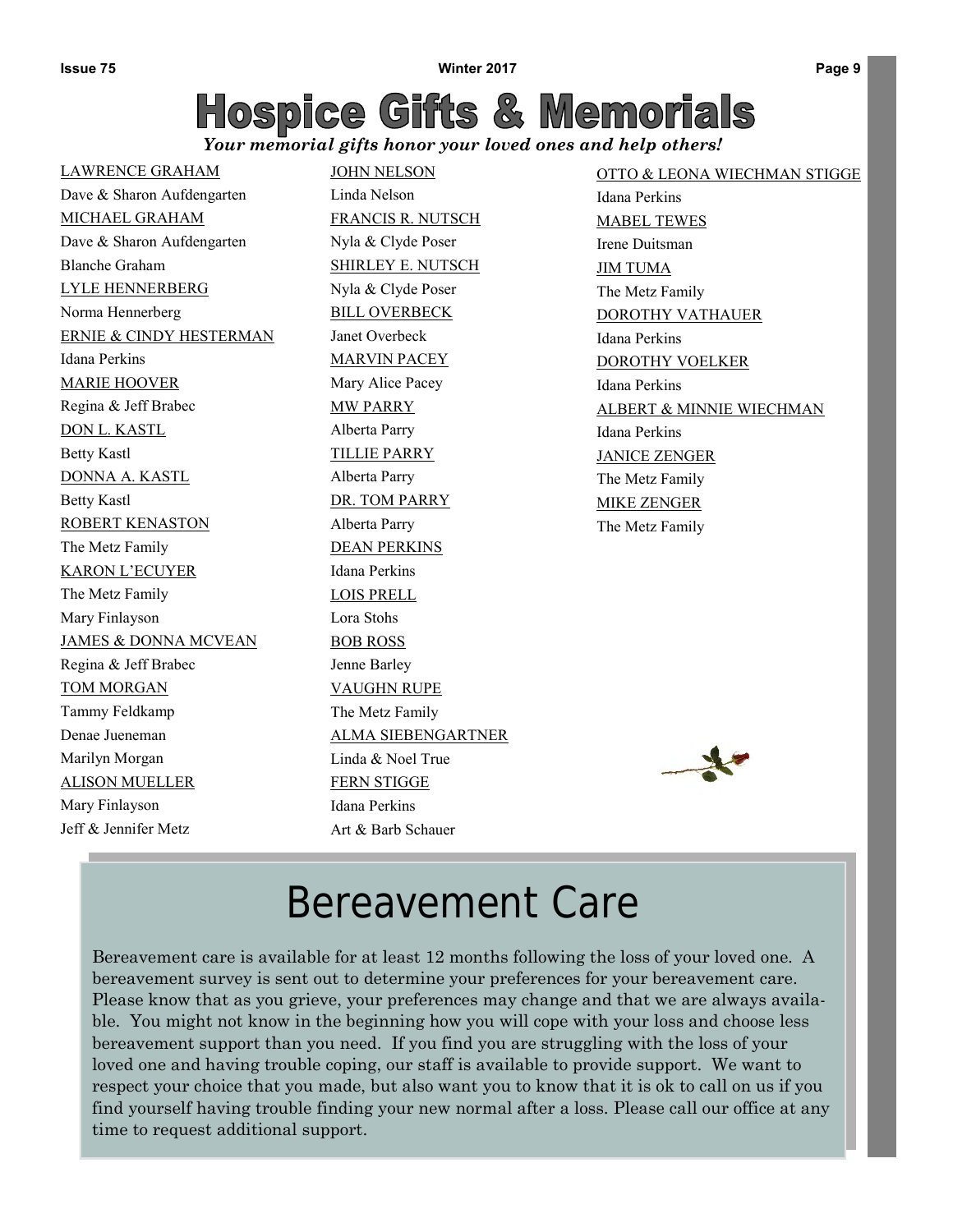# Hospice Gifts & Memorials

***Your memorial gifts honor your loved ones and help others!***

LAWRENCE GRAHAM
Dave & Sharon Aufdengarten

MICHAEL GRAHAM
Dave & Sharon Aufdengarten
Blanche Graham

LYLE HENNERBERG
Norma Hennerberg

ERNIE & CINDY HESTERMAN
Idana Perkins

MARIE HOOVER
Regina & Jeff Brabec

DON L. KASTL
Betty Kastl

DONNA A. KASTL
Betty Kastl

ROBERT KENASTON
The Metz Family

KARON L'ECUYER
The Metz Family
Mary Finlayson

JAMES & DONNA MCVEAN
Regina & Jeff Brabec

TOM MORGAN
Tammy Feldkamp
Denae Jueneman
Marilyn Morgan

ALISON MUELLER
Mary Finlayson
Jeff & Jennifer Metz

JOHN NELSON
Linda Nelson

FRANCIS R. NUTSCH
Nyla & Clyde Poser

SHIRLEY E. NUTSCH
Nyla & Clyde Poser

BILL OVERBECK
Janet Overbeck

MARVIN PACEY
Mary Alice Pacey

MW PARRY
Alberta Parry

TILLIE PARRY
Alberta Parry

DR. TOM PARRY
Alberta Parry

DEAN PERKINS
Idana Perkins

LOIS PRELL
Lora Stohs

BOB ROSS
Jenne Barley

VAUGHN RUPE
The Metz Family

ALMA SIEBENGARTNER
Linda & Noel True

FERN STIGGE
Idana Perkins
Art & Barb Schauer

OTTO & LEONA WIECHMAN STIGGE
Idana Perkins

MABEL TEWES
Irene Duitsman

JIM TUMA
The Metz Family

DOROTHY VATHAUER
Idana Perkins

DOROTHY VOELKER
Idana Perkins

ALBERT & MINNIE WIECHMAN
Idana Perkins

JANICE ZENGER
The Metz Family

MIKE ZENGER
The Metz Family

## Bereavement Care

Bereavement care is available for at least 12 months following the loss of your loved one. A bereavement survey is sent out to determine your preferences for your bereavement care. Please know that as you grieve, your preferences may change and that we are always available. You might not know in the beginning how you will cope with your loss and choose less bereavement support than you need. If you find you are struggling with the loss of your loved one and having trouble coping, our staff is available to provide support. We want to respect your choice that you made, but also want you to know that it is ok to call on us if you find yourself having trouble finding your new normal after a loss. Please call our office at any time to request additional support.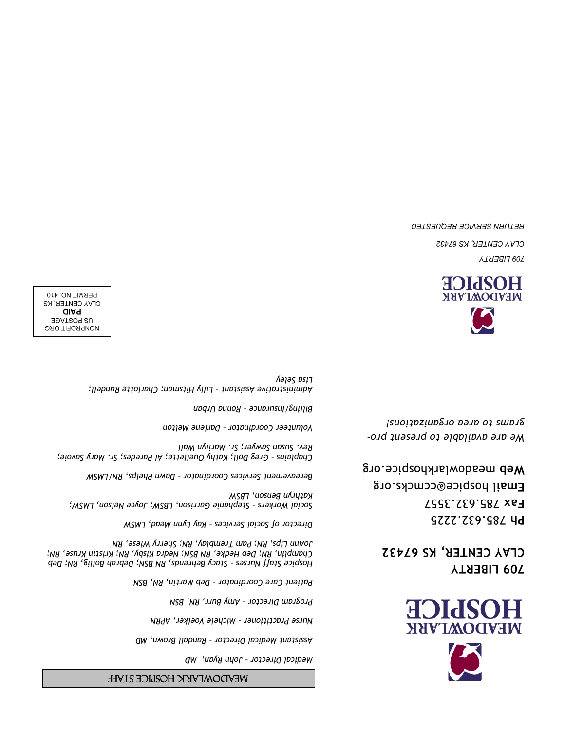## MEADOWLARK HOSPICE STAFF

*Medical Director - John Ryan, MD*

*Assistant Medical Director - Randall Brown, MD*

*Nurse Practitioner - Michele Voelker, APRN*

*Program Director - Amy Burr, RN, BSN*

*Patient Care Coordinator - Deb Martin, RN, BSN*

*Hospice Staff Nurses - Stacy Behrends, RN BSN; Debrah Bollig, RN; Deb Champlin, RN; Deb Hedke, RN BSN; Nedra Kisby, RN; Kristin Kruse, RN; JoAnn Lips, RN; Pam Trembly, RN; Sherry Wiese, RN*

*Director of Social Services - Kay Lynn Mead, LMSW*

*Social Workers - Stephanie Garrison, LBSW; Joyce Nelson, LMSW; Kathryn Benson, LBSW*

*Bereavement Services Coordinator - Dawn Phelps, RN/LMSW*

*Chaplains - Greg Doll; Kathy Ouellette; Al Paredes; Sr. Mary Savoie; Rev. Susan Sawyer; Sr. Marilyn Wall*

*Volunteer Coordinator - Darlene Melton*

*Billing/Insurance - Ronna Urban*

*Administrative Assistant - Lilly Hitsman; Charlotte Rundell; Lisa Seley*

MEADOWLARK HOSPICE

**709 LIBERTY**
**CLAY CENTER, KS 67432**

**Ph** 785.632.2225
**Fax** 785.632.3557
**Email** hospice@ccmcks.org
**Web** meadowlarkhospice.org

*We are available to present programs to area organizations!*

MEADOWLARK HOSPICE
709 LIBERTY
CLAY CENTER, KS 67432

RETURN SERVICE REQUESTED

NONPROFIT ORG
US POSTAGE
**PAID**
CLAY CENTER, KS
PERMIT NO. 410